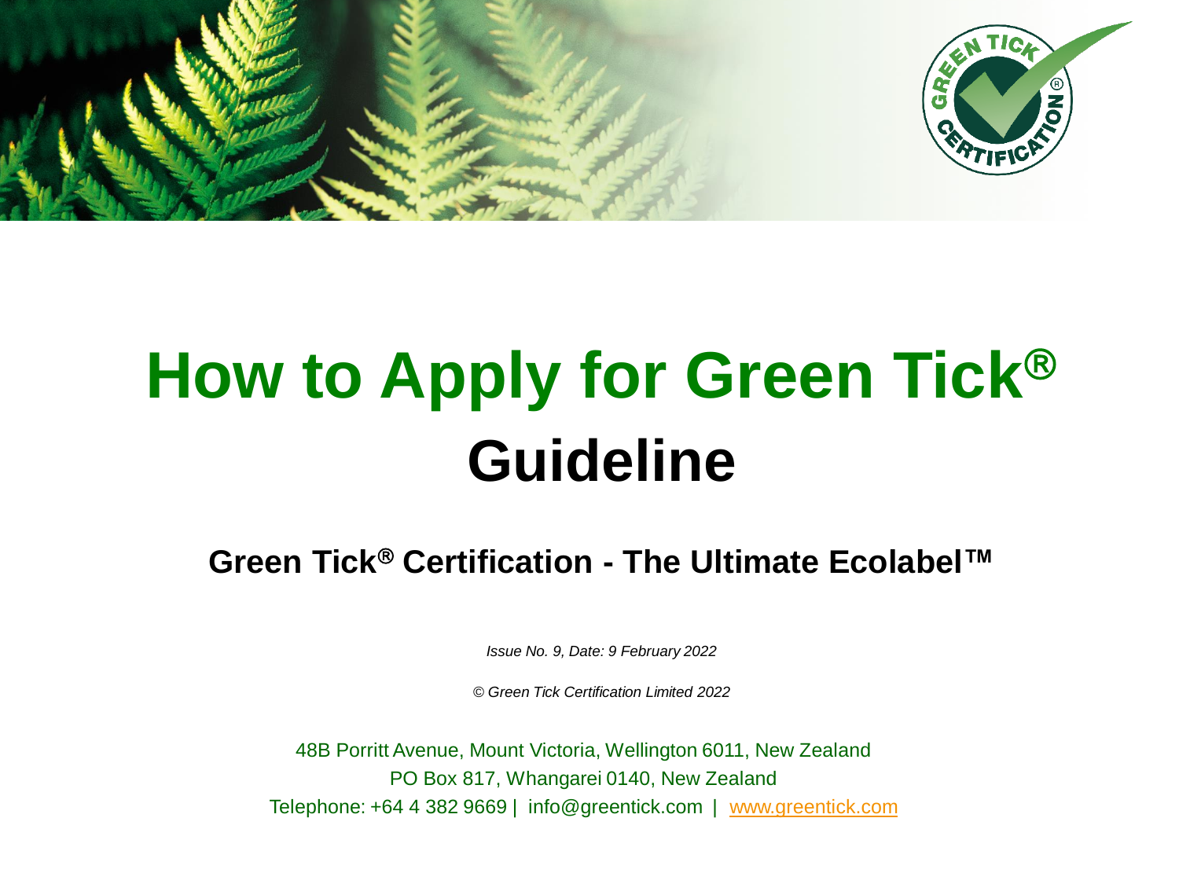# How to Apply for Green Tick® Guideline

## Green Tick® Certification - The Ultimate Ecolabel™

*Issue No. 9, Date: 9 February 2022*

*© Green Tick Certification Limited 2022*

48B Porritt Avenue, Mount Victoria, Wellington 6011, New Zealand

PO Box 817, Whangarei 0140, New Zealand

Telephone: +64 4 382 9669 | info@greentick.com | www.greentick.com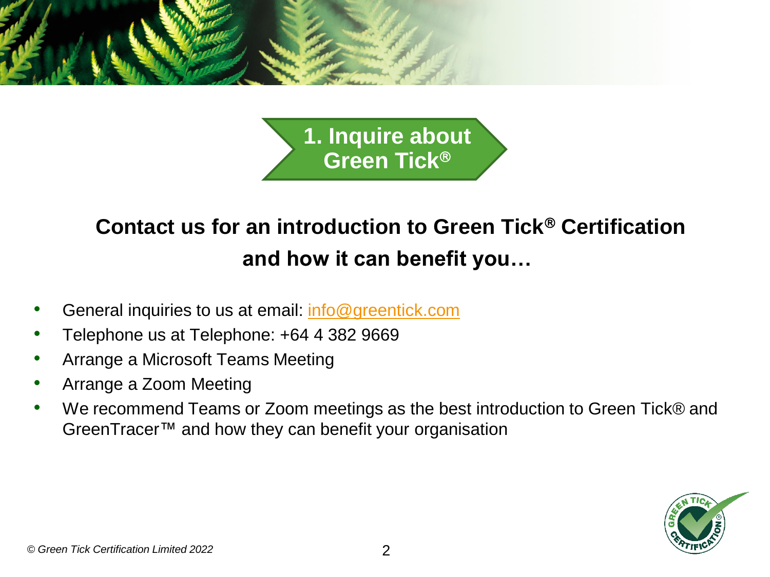# 1. Inquire about Green Tick®

## Contact us for an introduction to Green Tick® Certification and how it can benefit you…

- General inquiries to us at email: info@greentick.com
- Telephone us at Telephone: +64 4 382 9669
- Arrange a Microsoft Teams Meeting
- Arrange a Zoom Meeting
- We recommend Teams or Zoom meetings as the best introduction to Green Tick® and GreenTracer™ and how they can benefit your organisation

*© Green Tick Certification Limited 2022*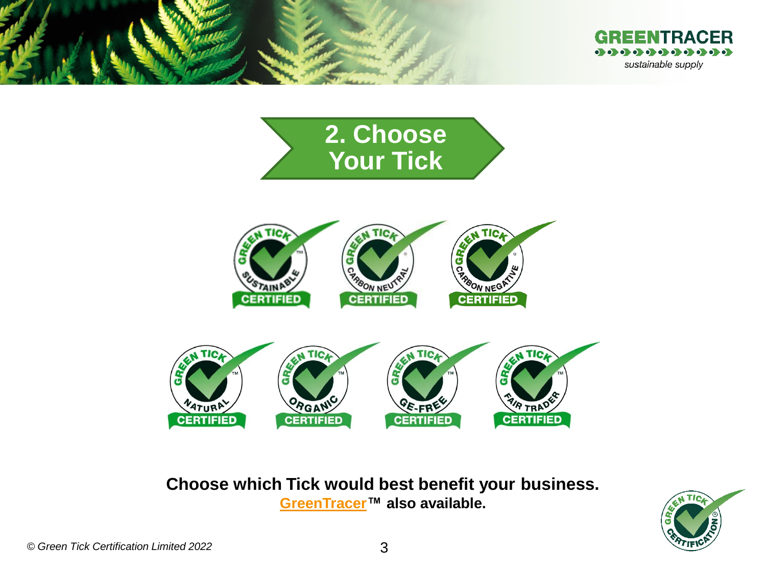# 2. Choose Your Tick

**Choose which Tick would best benefit your business.**
**GreenTracer™ also available.**

*© Green Tick Certification Limited 2022*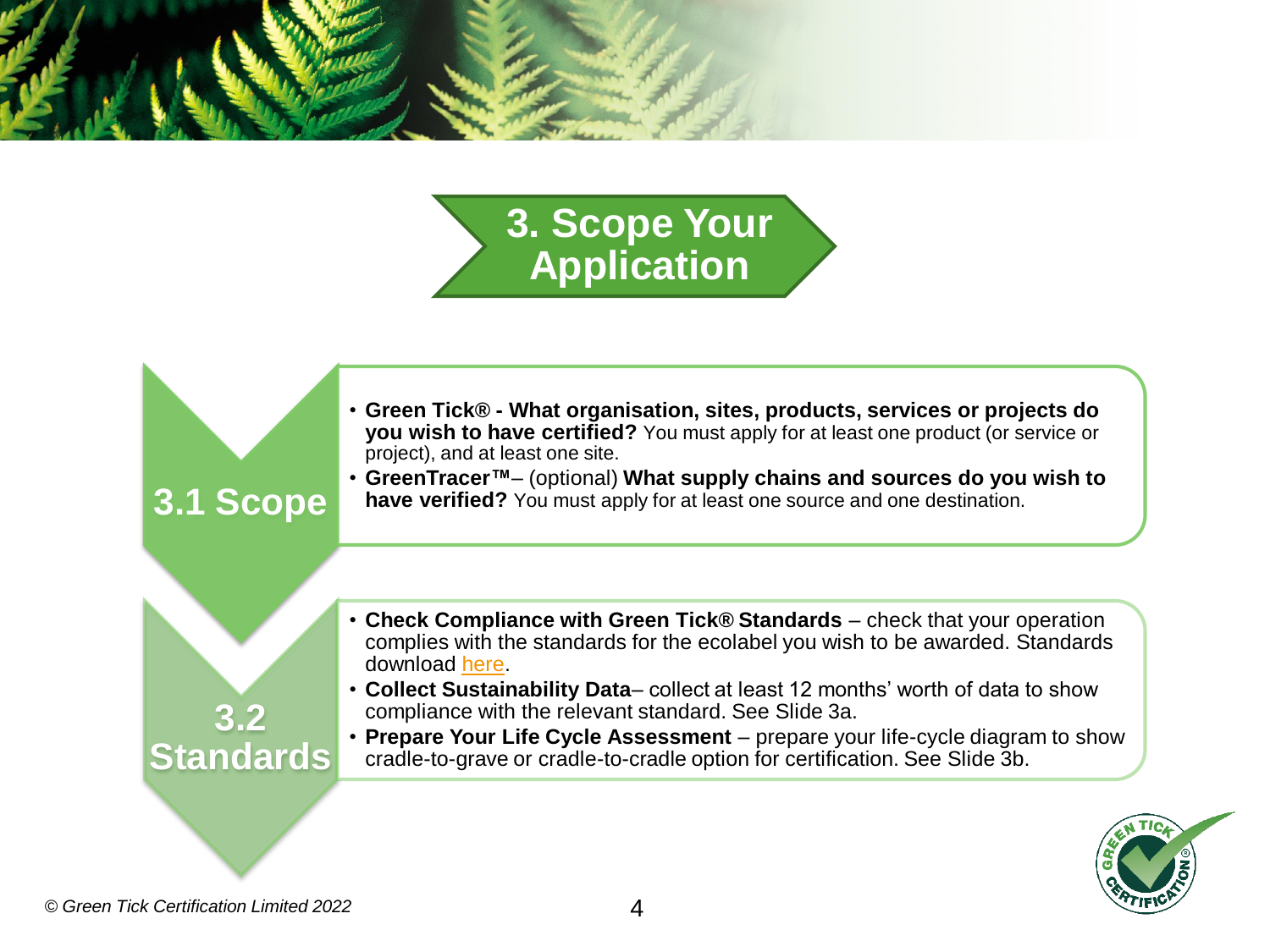# 3. Scope Your Application

## 3.1 Scope

- **Green Tick® - What organisation, sites, products, services or projects do you wish to have certified?** You must apply for at least one product (or service or project), and at least one site.
- **GreenTracer™**– (optional) **What supply chains and sources do you wish to have verified?** You must apply for at least one source and one destination.

## 3.2 Standards

- **Check Compliance with Green Tick® Standards** – check that your operation complies with the standards for the ecolabel you wish to be awarded. Standards download here.
- **Collect Sustainability Data**– collect at least 12 months' worth of data to show compliance with the relevant standard. See Slide 3a.
- **Prepare Your Life Cycle Assessment** – prepare your life-cycle diagram to show cradle-to-grave or cradle-to-cradle option for certification. See Slide 3b.

*© Green Tick Certification Limited 2022*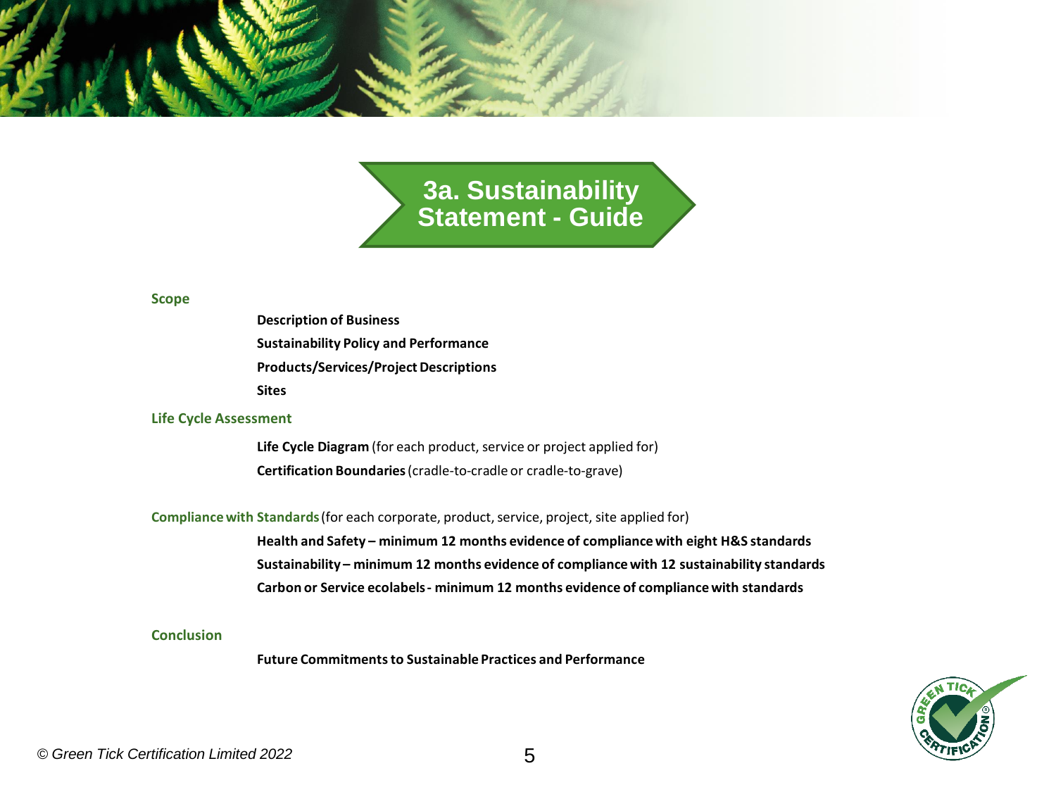# 3a. Sustainability Statement - Guide

## Scope

**Description of Business**

**Sustainability Policy and Performance**

**Products/Services/Project Descriptions**

**Sites**

## Life Cycle Assessment

**Life Cycle Diagram** (for each product, service or project applied for)

**Certification Boundaries** (cradle-to-cradle or cradle-to-grave)

## Compliance with Standards (for each corporate, product, service, project, site applied for)

**Health and Safety – minimum 12 months evidence of compliance with eight H&S standards**

**Sustainability – minimum 12 months evidence of compliance with 12 sustainability standards**

**Carbon or Service ecolabels - minimum 12 months evidence of compliance with standards**

## Conclusion

**Future Commitments to Sustainable Practices and Performance**

*© Green Tick Certification Limited 2022*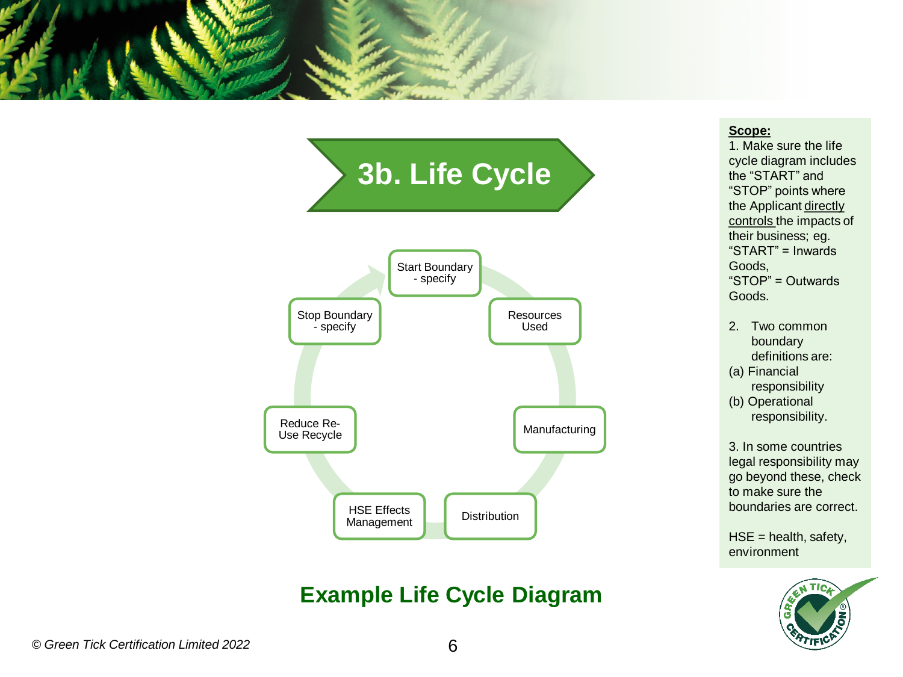# 3b. Life Cycle

- Start Boundary - specify
- Resources Used
- Manufacturing
- Distribution
- HSE Effects Management
- Reduce Re-Use Recycle
- Stop Boundary - specify

## Example Life Cycle Diagram

**Scope:**

1. Make sure the life cycle diagram includes the "START" and "STOP" points where the Applicant directly controls the impacts of their business; eg. "START" = Inwards Goods, "STOP" = Outwards Goods.

2. Two common boundary definitions are:
   (a) Financial responsibility
   (b) Operational responsibility.

3. In some countries legal responsibility may go beyond these, check to make sure the boundaries are correct.

HSE = health, safety, environment

*© Green Tick Certification Limited 2022*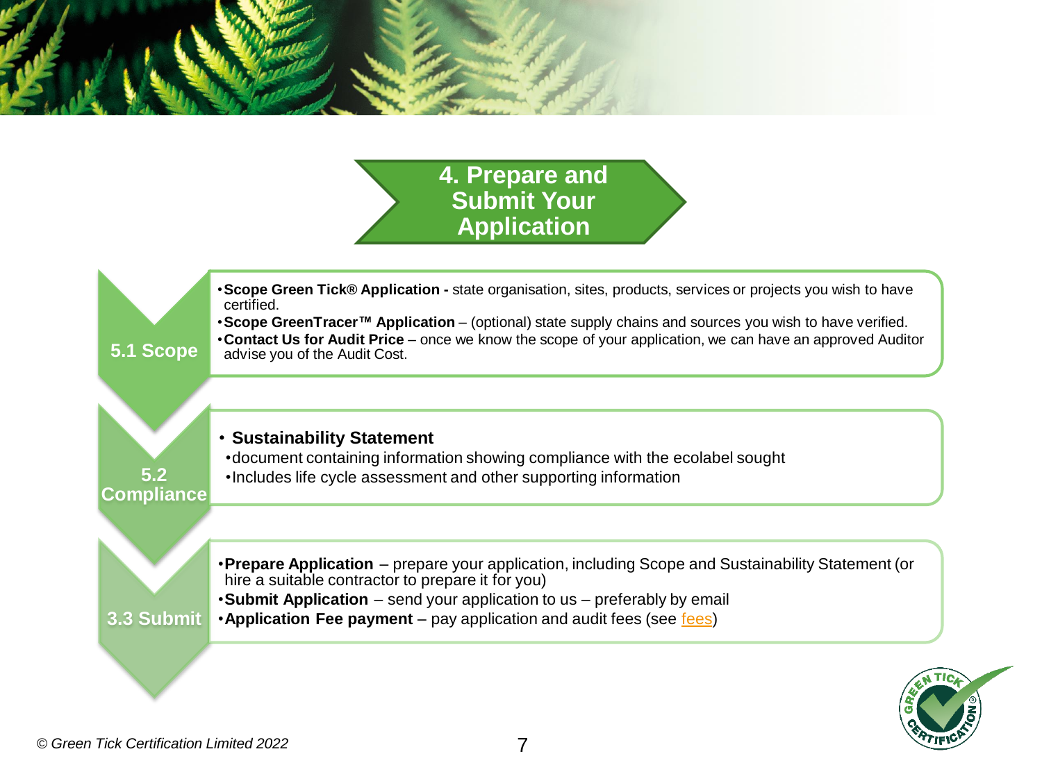# 4. Prepare and Submit Your Application

## 5.1 Scope

- **Scope Green Tick® Application -** state organisation, sites, products, services or projects you wish to have certified.
- **Scope GreenTracer™ Application** – (optional) state supply chains and sources you wish to have verified.
- **Contact Us for Audit Price** – once we know the scope of your application, we can have an approved Auditor advise you of the Audit Cost.

## 5.2 Compliance

- **Sustainability Statement**
  - document containing information showing compliance with the ecolabel sought
  - Includes life cycle assessment and other supporting information

## 3.3 Submit

- **Prepare Application** – prepare your application, including Scope and Sustainability Statement (or hire a suitable contractor to prepare it for you)
- **Submit Application** – send your application to us – preferably by email
- **Application Fee payment** – pay application and audit fees (see fees)

*© Green Tick Certification Limited 2022*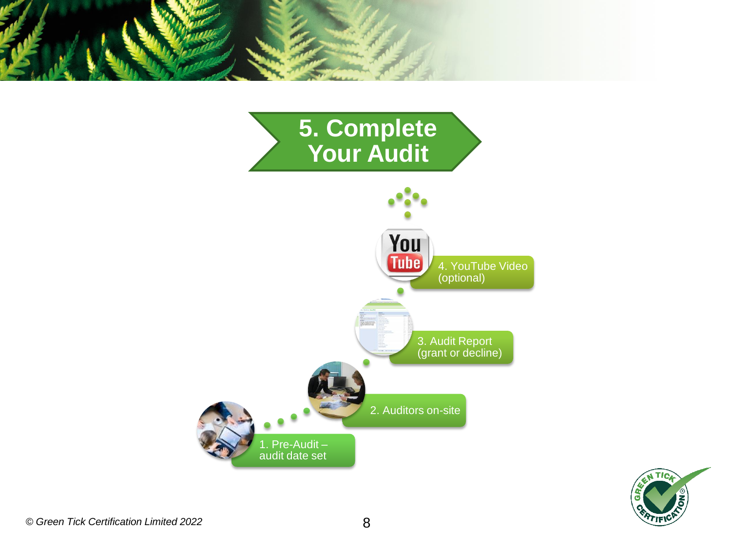# 5. Complete Your Audit

1. Pre-Audit – audit date set
2. Auditors on-site
3. Audit Report (grant or decline)
4. YouTube Video (optional)

*© Green Tick Certification Limited 2022*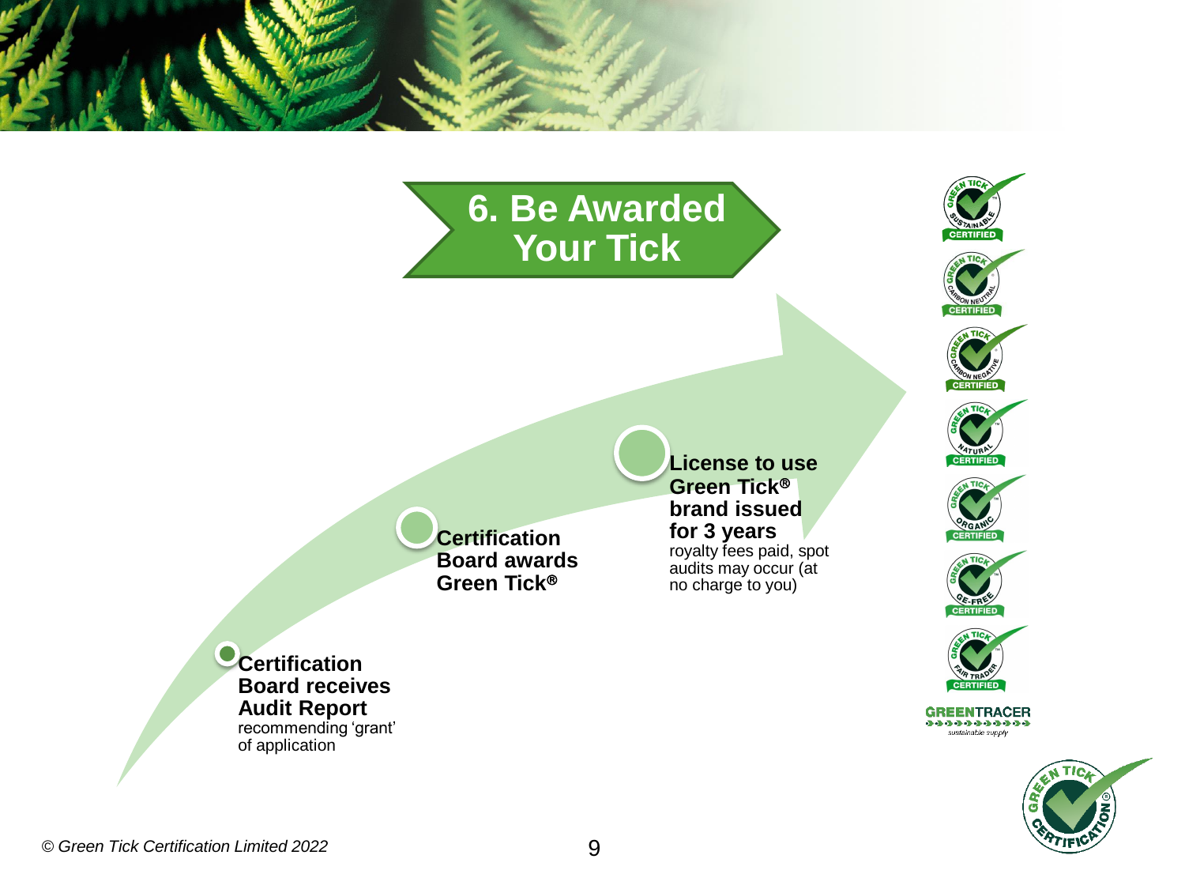# 6. Be Awarded Your Tick

**Certification Board receives Audit Report**
recommending 'grant' of application

**Certification Board awards Green Tick®**

**License to use Green Tick® brand issued for 3 years**
royalty fees paid, spot audits may occur (at no charge to you)

© Green Tick Certification Limited 2022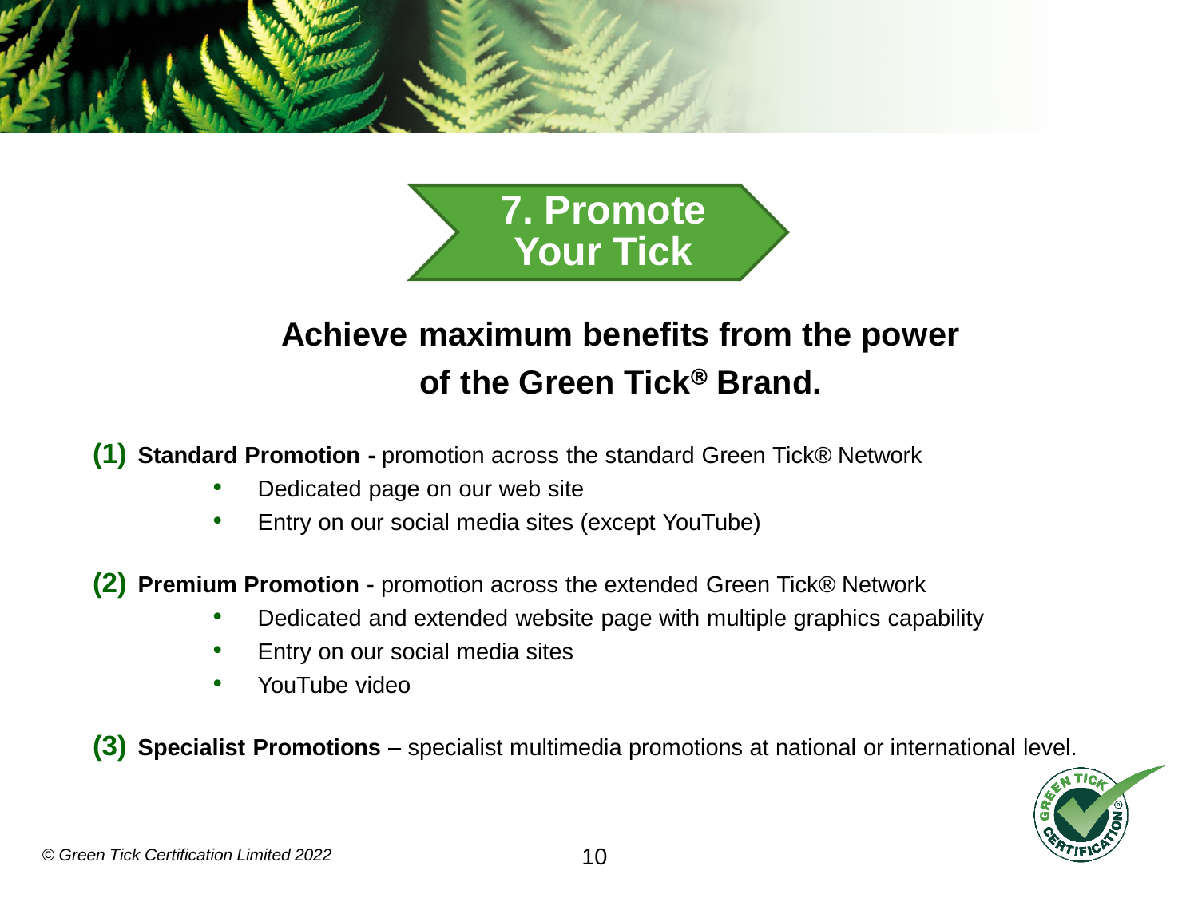# 7. Promote Your Tick

## Achieve maximum benefits from the power of the Green Tick® Brand.

**(1) Standard Promotion -** promotion across the standard Green Tick® Network

- Dedicated page on our web site
- Entry on our social media sites (except YouTube)

**(2) Premium Promotion -** promotion across the extended Green Tick® Network

- Dedicated and extended website page with multiple graphics capability
- Entry on our social media sites
- YouTube video

**(3) Specialist Promotions –** specialist multimedia promotions at national or international level.

*© Green Tick Certification Limited 2022*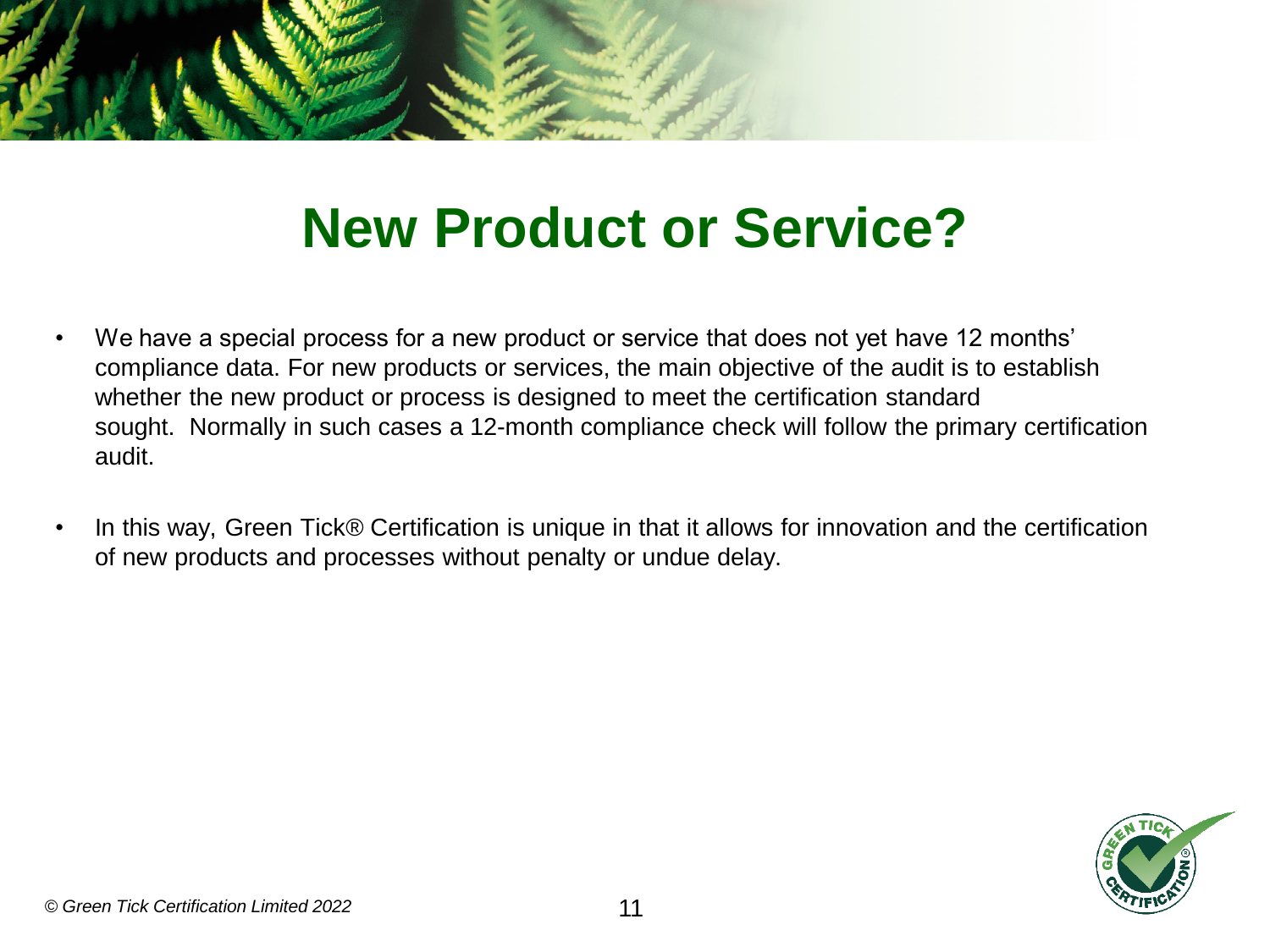# New Product or Service?

- We have a special process for a new product or service that does not yet have 12 months' compliance data. For new products or services, the main objective of the audit is to establish whether the new product or process is designed to meet the certification standard sought. Normally in such cases a 12-month compliance check will follow the primary certification audit.
- In this way, Green Tick® Certification is unique in that it allows for innovation and the certification of new products and processes without penalty or undue delay.

*© Green Tick Certification Limited 2022*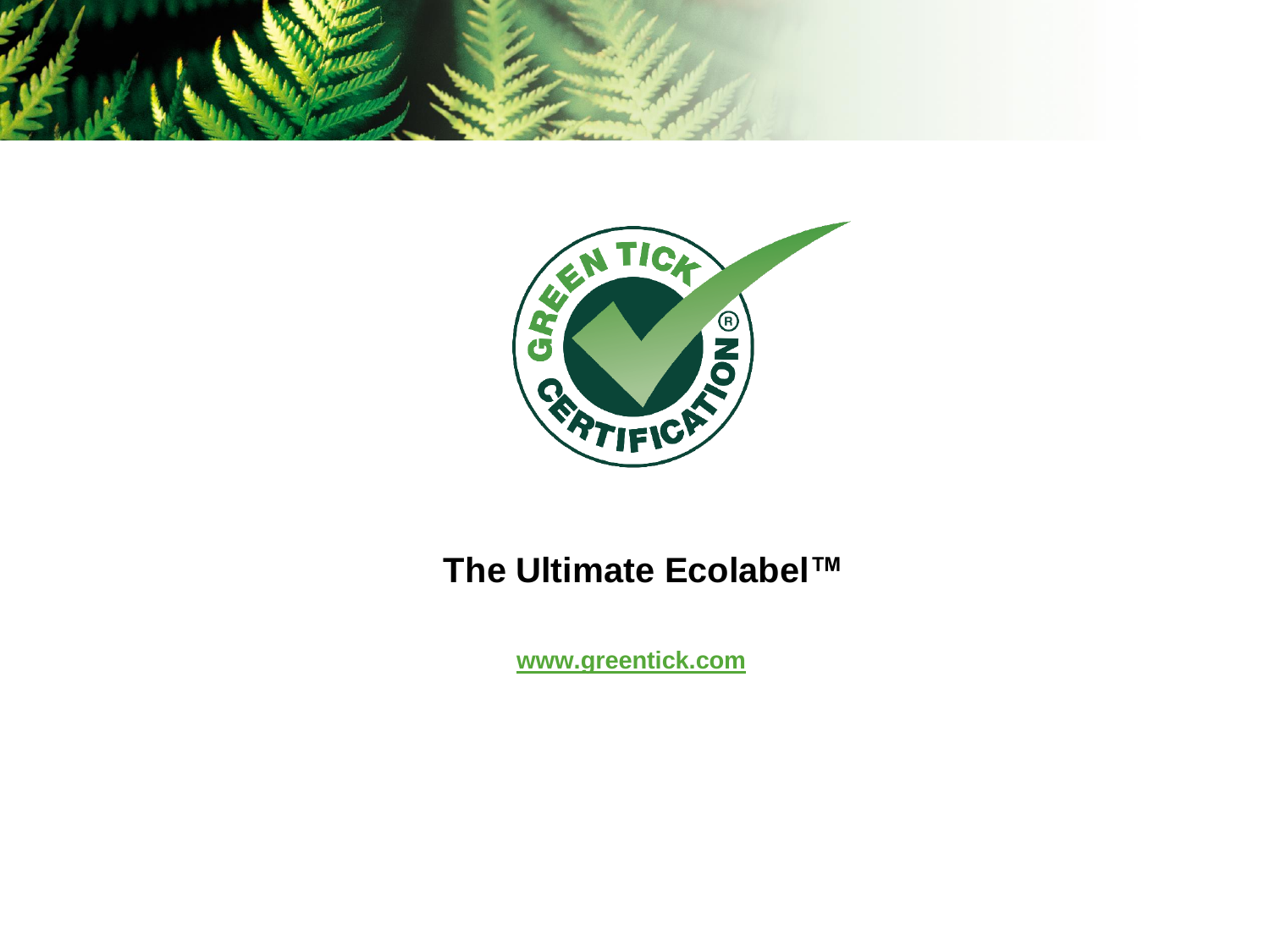**The Ultimate Ecolabel™**

www.greentick.com